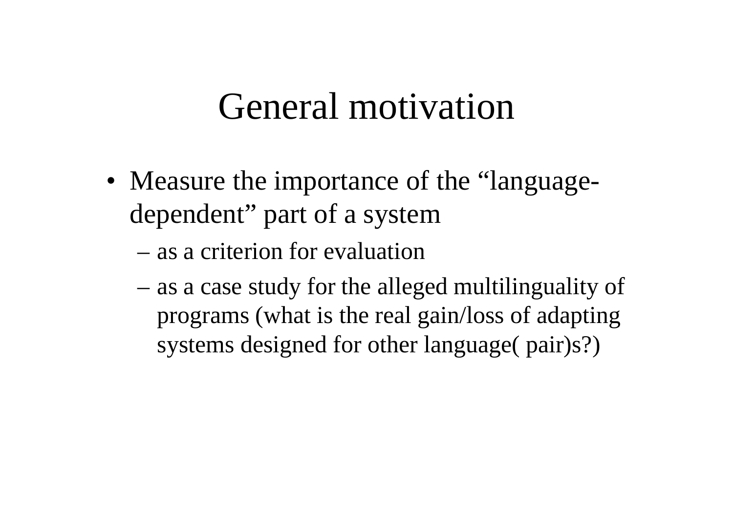# General motivation

- Measure the importance of the “language-dependent” part of a system
  - as a criterion for evaluation
  - as a case study for the alleged multilinguality of programs (what is the real gain/loss of adapting systems designed for other language( pair)s?)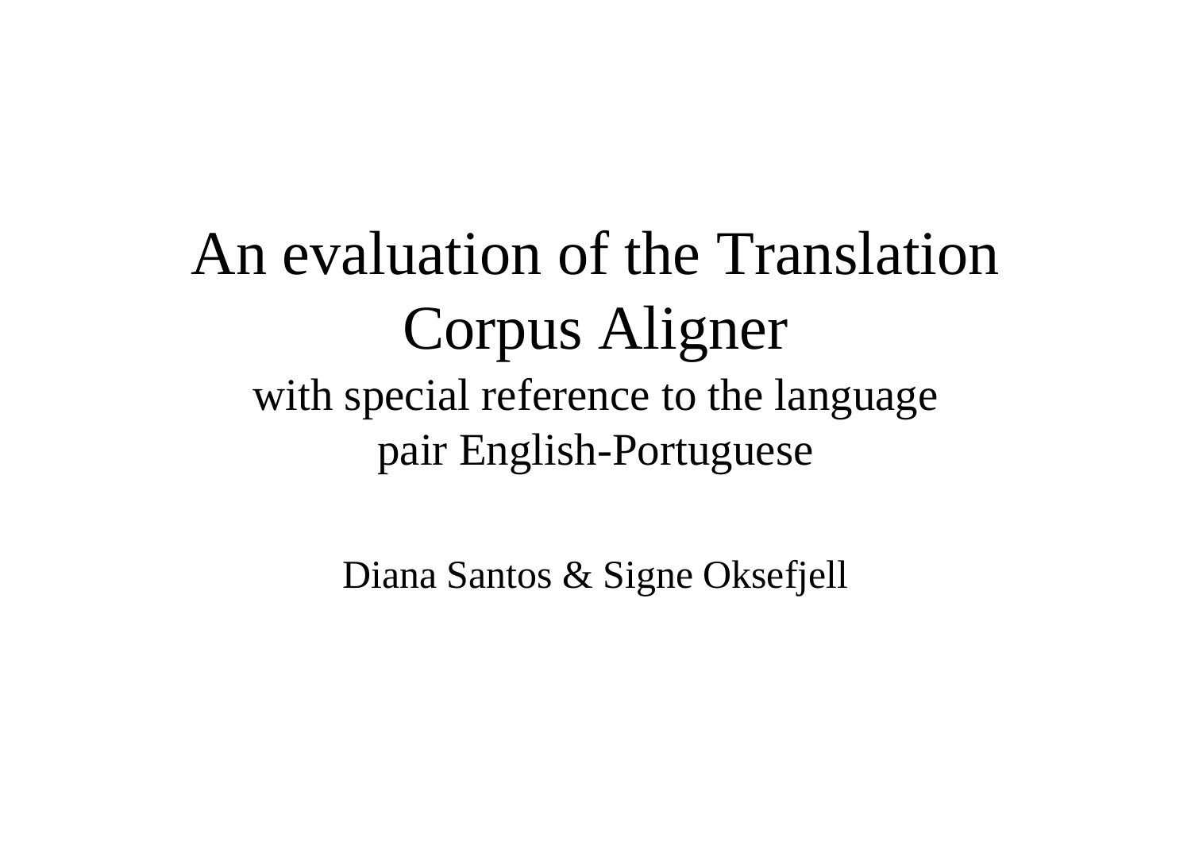# An evaluation of the Translation Corpus Aligner

## with special reference to the language pair English-Portuguese

Diana Santos & Signe Oksefjell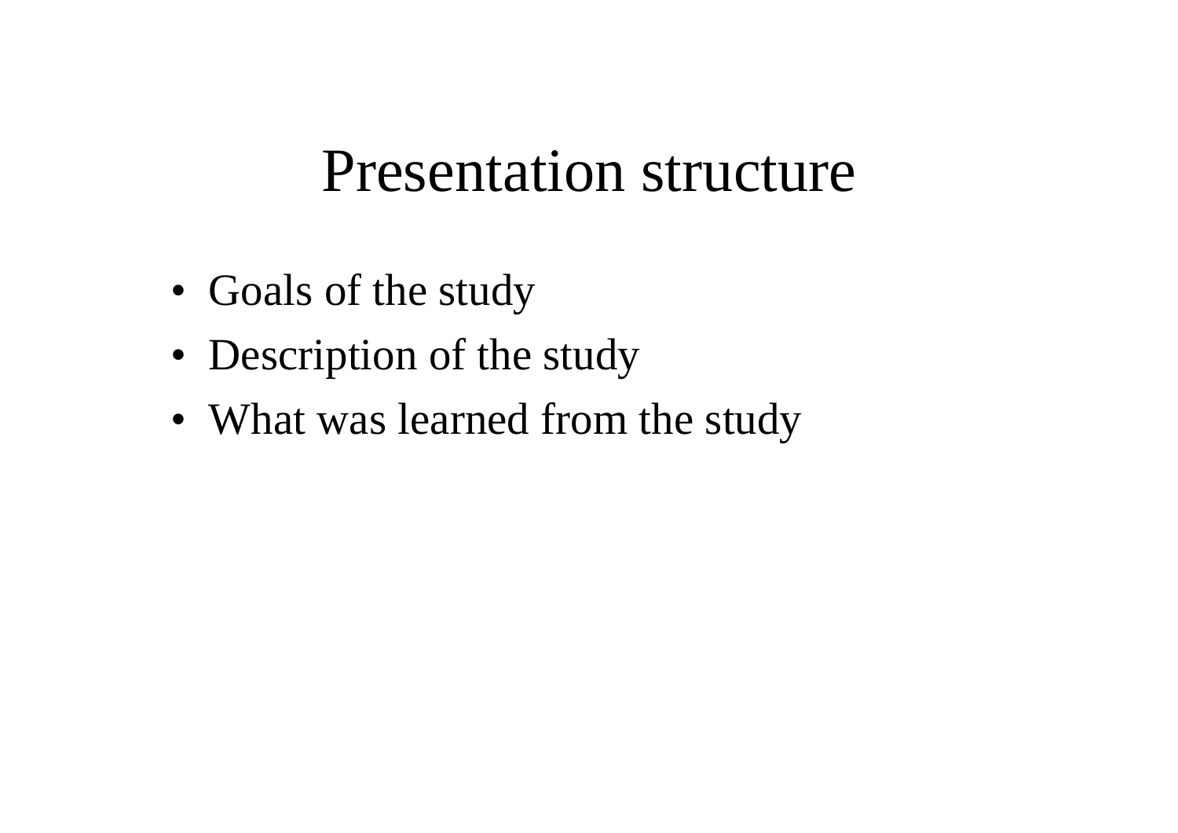# Presentation structure

- Goals of the study
- Description of the study
- What was learned from the study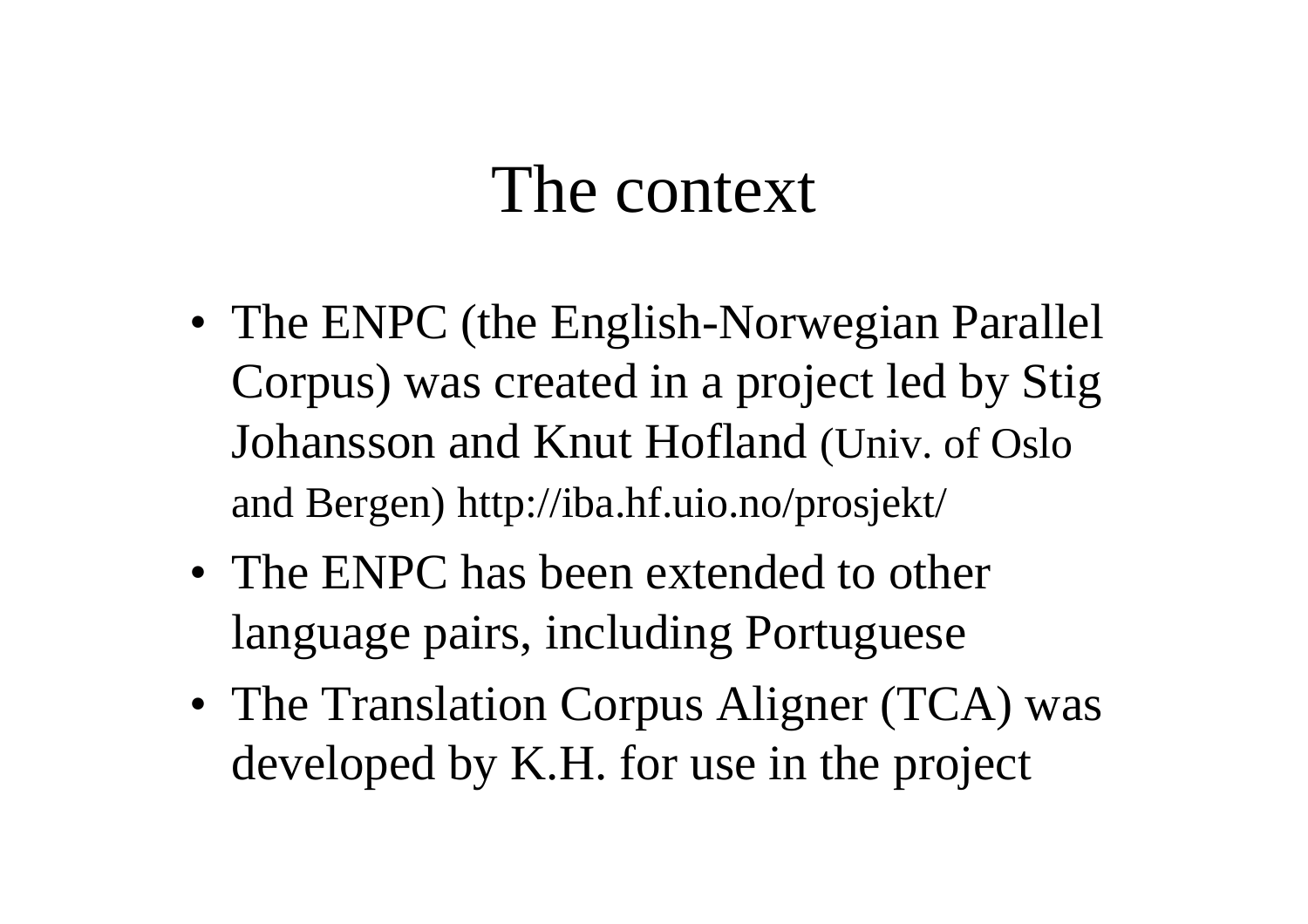# The context

- The ENPC (the English-Norwegian Parallel Corpus) was created in a project led by Stig Johansson and Knut Hofland (Univ. of Oslo and Bergen) http://iba.hf.uio.no/prosjekt/
- The ENPC has been extended to other language pairs, including Portuguese
- The Translation Corpus Aligner (TCA) was developed by K.H. for use in the project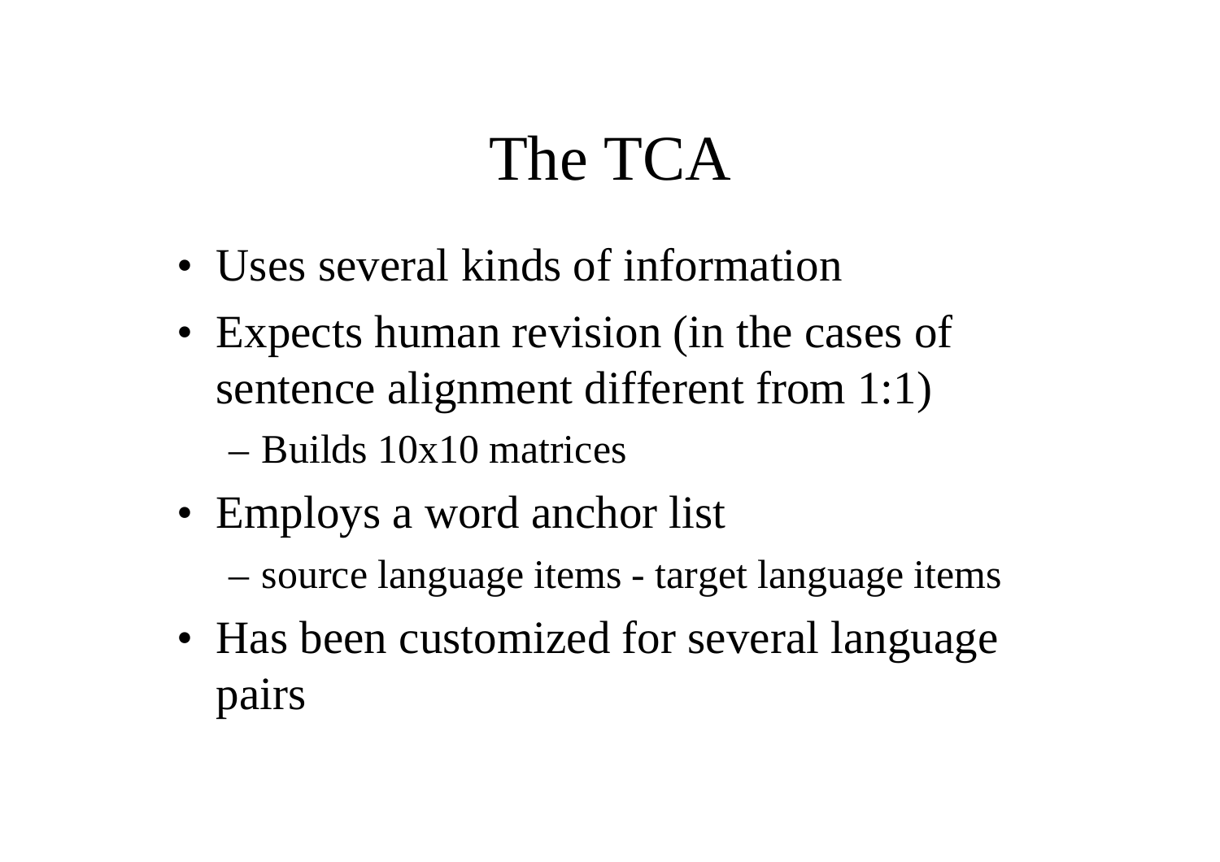# The TCA

- Uses several kinds of information
- Expects human revision (in the cases of sentence alignment different from 1:1)
  - Builds 10x10 matrices
- Employs a word anchor list
  - source language items - target language items
- Has been customized for several language pairs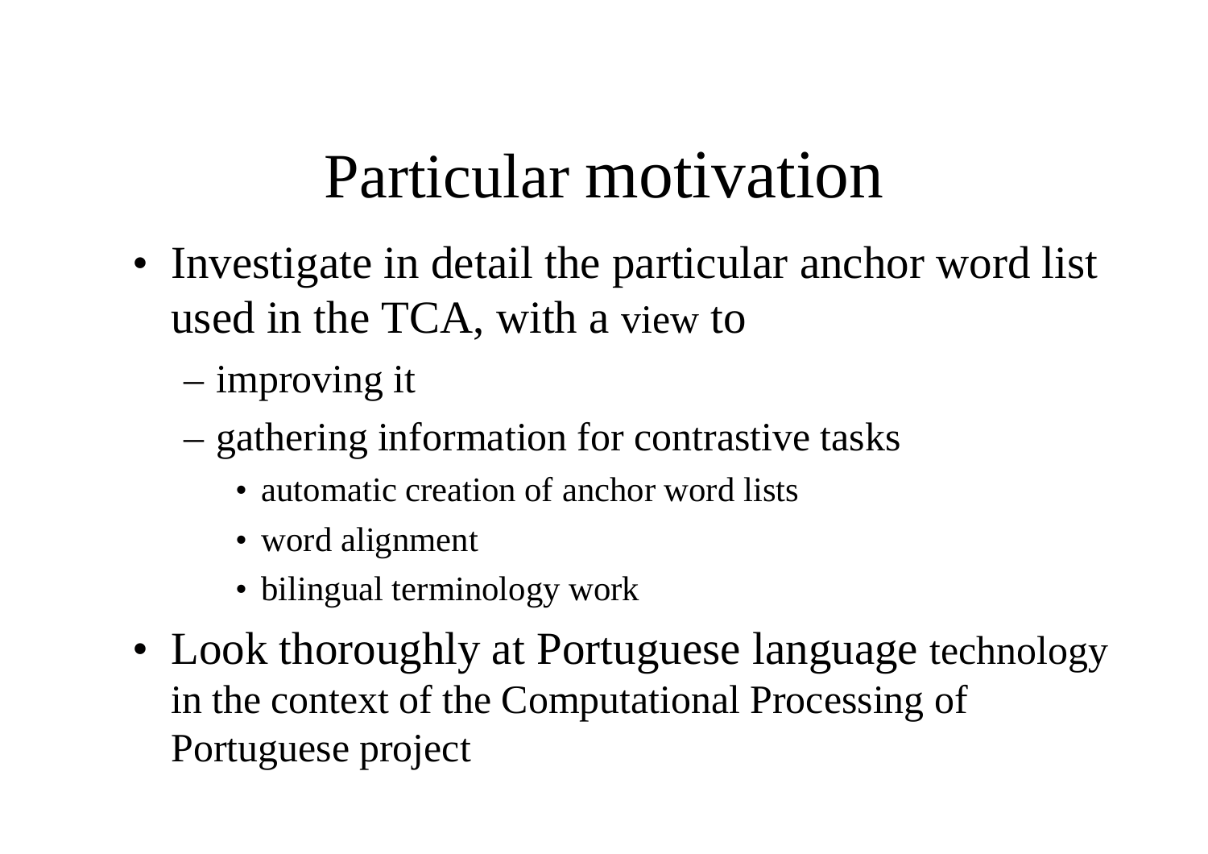# Particular motivation

- Investigate in detail the particular anchor word list used in the TCA, with a view to
  - improving it
  - gathering information for contrastive tasks
    - automatic creation of anchor word lists
    - word alignment
    - bilingual terminology work
- Look thoroughly at Portuguese language technology in the context of the Computational Processing of Portuguese project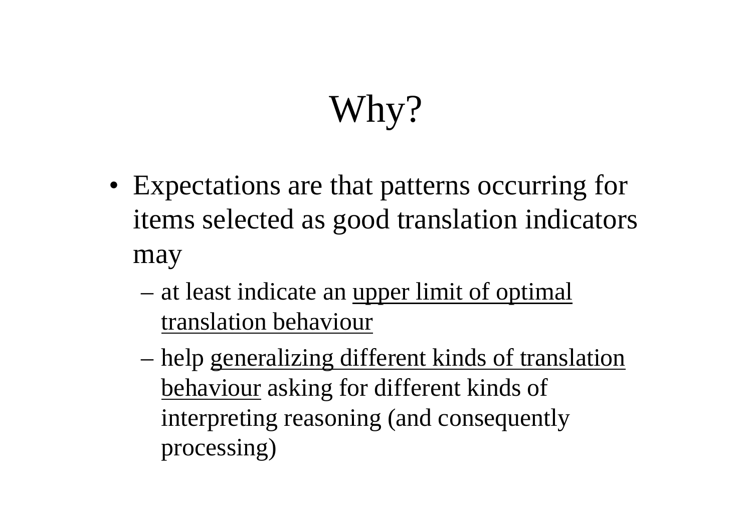# Why?

- Expectations are that patterns occurring for items selected as good translation indicators may
  - at least indicate an <u>upper limit of optimal translation behaviour</u>
  - help <u>generalizing different kinds of translation behaviour</u> asking for different kinds of interpreting reasoning (and consequently processing)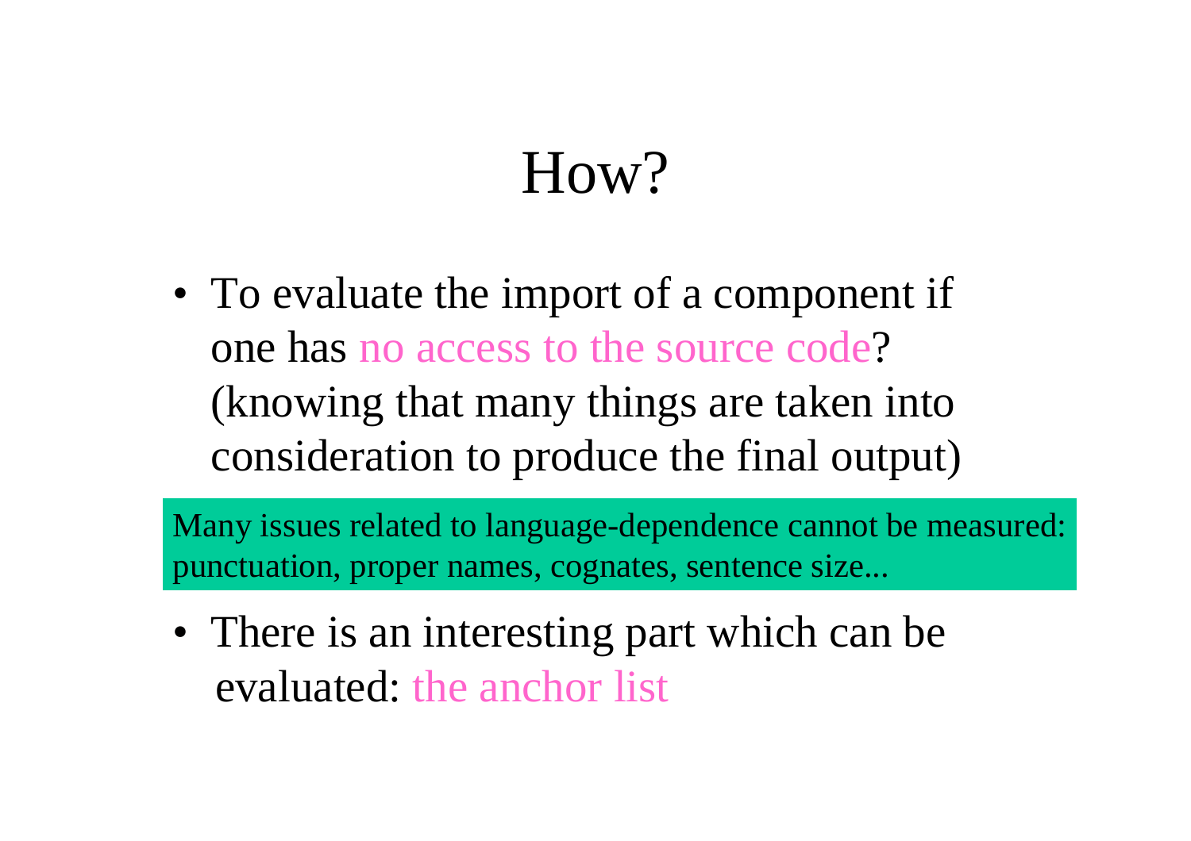# How?

- To evaluate the import of a component if one has no access to the source code? (knowing that many things are taken into consideration to produce the final output)

Many issues related to language-dependence cannot be measured: punctuation, proper names, cognates, sentence size...

- There is an interesting part which can be evaluated: the anchor list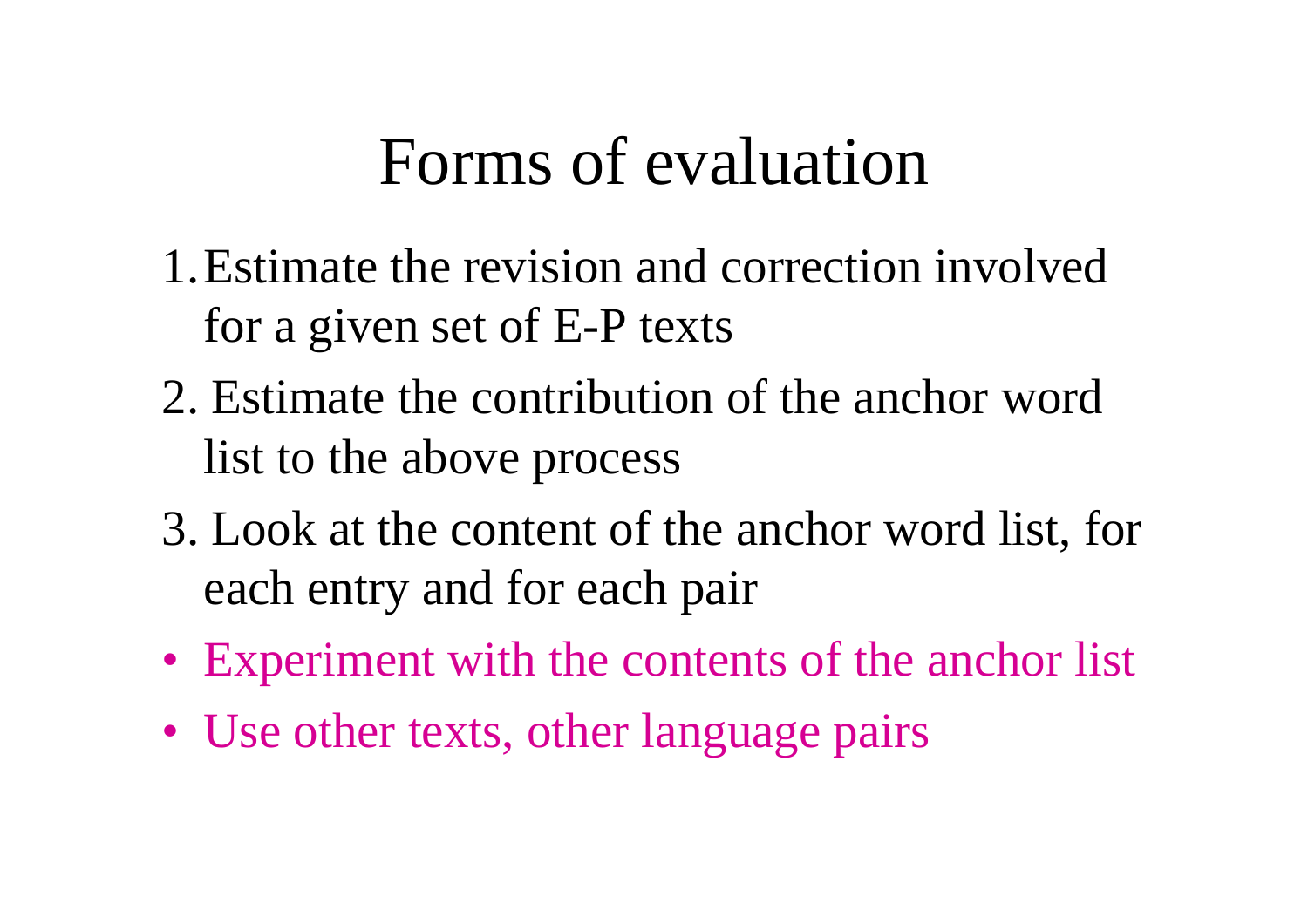# Forms of evaluation

1. Estimate the revision and correction involved for a given set of E-P texts
2. Estimate the contribution of the anchor word list to the above process
3. Look at the content of the anchor word list, for each entry and for each pair

- Experiment with the contents of the anchor list
- Use other texts, other language pairs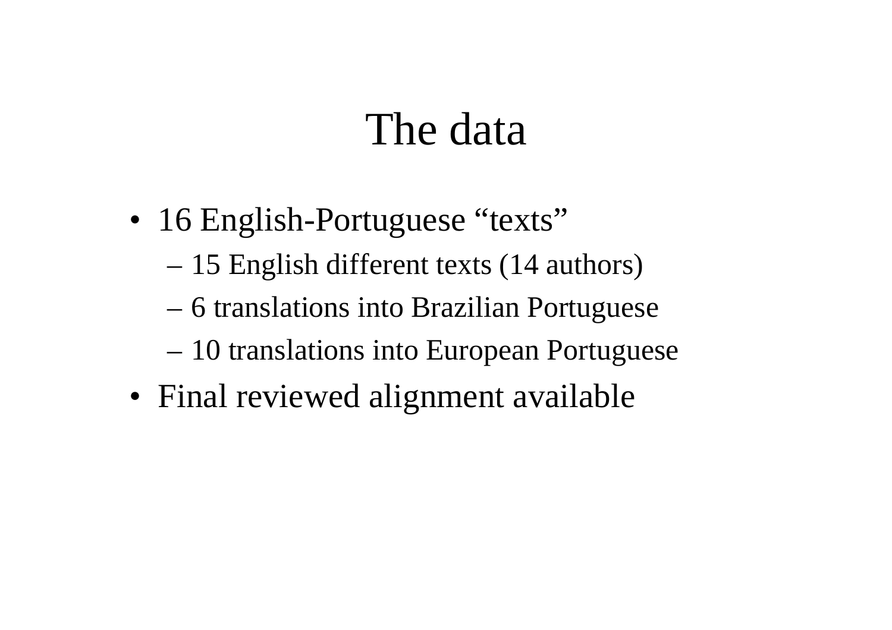# The data

- 16 English-Portuguese “texts”
  - 15 English different texts (14 authors)
  - 6 translations into Brazilian Portuguese
  - 10 translations into European Portuguese
- Final reviewed alignment available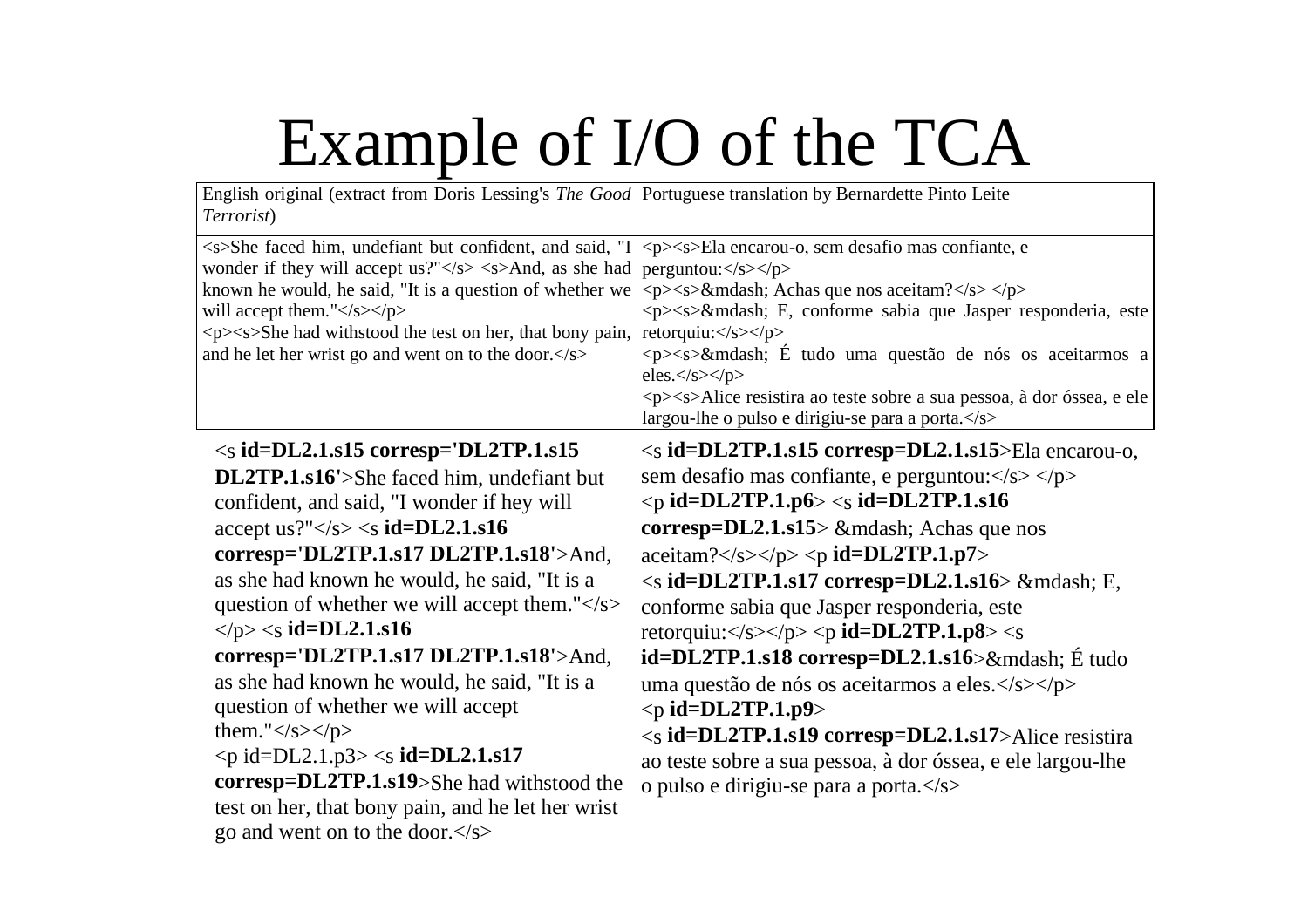# Example of I/O of the TCA

| English original (extract from Doris Lessing's *The Good Terrorist*) | Portuguese translation by Bernardette Pinto Leite |
|---|---|
| <s>She faced him, undefiant but confident, and said, "I wonder if they will accept us?"</s> <s>And, as she had known he would, he said, "It is a question of whether we will accept them."</s></p> <p><s>She had withstood the test on her, that bony pain, and he let her wrist go and went on to the door.</s> | <p><s>Ela encarou-o, sem desafio mas confiante, e perguntou:</s></p> <p><s>&mdash; Achas que nos aceitam?</s> </p> <p><s>&mdash; E, conforme sabia que Jasper responderia, este retorquiu:</s></p> <p><s>&mdash; É tudo uma questão de nós os aceitarmos a eles.</s></p> <p><s>Alice resistira ao teste sobre a sua pessoa, à dor óssea, e ele largou-lhe o pulso e dirigiu-se para a porta.</s> |
| <s **id=DL2.1.s15 corresp='DL2TP.1.s15 DL2TP.1.s16'**>She faced him, undefiant but confident, and said, "I wonder if hey will accept us?"</s> <s **id=DL2.1.s16 corresp='DL2TP.1.s17 DL2TP.1.s18'**>And, as she had known he would, he said, "It is a question of whether we will accept them."</s> </p> <s **id=DL2.1.s16 corresp='DL2TP.1.s17 DL2TP.1.s18'**>And, as she had known he would, he said, "It is a question of whether we will accept them."</s></p> <p id=DL2.1.p3> <s **id=DL2.1.s17 corresp=DL2TP.1.s19**>She had withstood the test on her, that bony pain, and he let her wrist go and went on to the door.</s> | <s **id=DL2TP.1.s15 corresp=DL2.1.s15**>Ela encarou-o, sem desafio mas confiante, e perguntou:</s> </p> <p **id=DL2TP.1.p6**> <s **id=DL2TP.1.s16 corresp=DL2.1.s15**> &mdash; Achas que nos aceitam?</s></p> <p **id=DL2TP.1.p7**> <s **id=DL2TP.1.s17 corresp=DL2.1.s16**> &mdash; E, conforme sabia que Jasper responderia, este retorquiu:</s></p> <p **id=DL2TP.1.p8**> <s **id=DL2TP.1.s18 corresp=DL2.1.s16**>&mdash; É tudo uma questão de nós os aceitarmos a eles.</s></p> <p **id=DL2TP.1.p9**> <s **id=DL2TP.1.s19 corresp=DL2.1.s17**>Alice resistira ao teste sobre a sua pessoa, à dor óssea, e ele largou-lhe o pulso e dirigiu-se para a porta.</s> |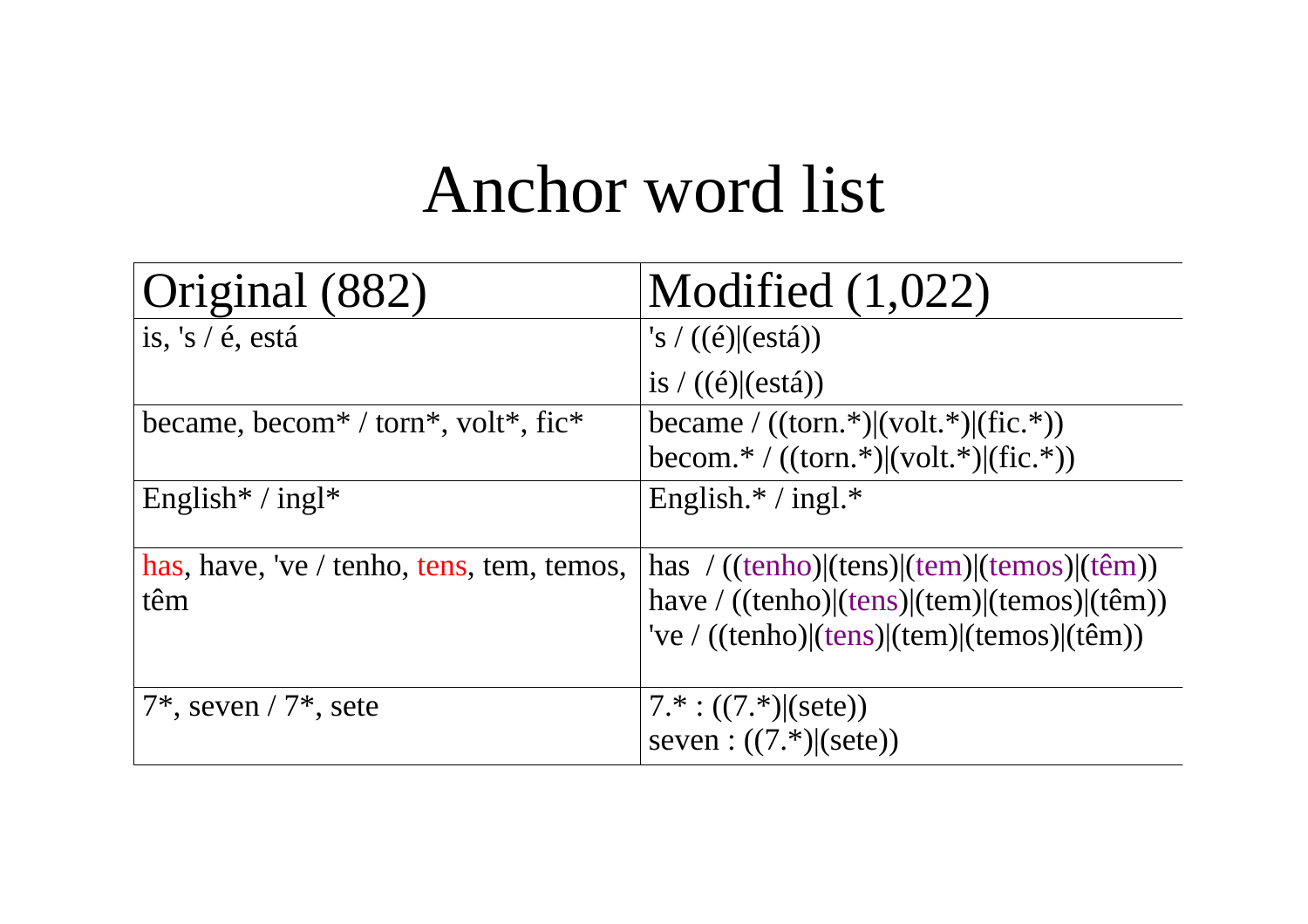# Anchor word list

| Original (882) | Modified (1,022) |
|---|---|
| is, 's / é, está | 's / ((é)\|(está))<br>is / ((é)\|(está)) |
| became, becom* / torn*, volt*, fic* | became / ((torn.*)\|(volt.*)\|(fic.*))<br>becom.* / ((torn.*)\|(volt.*)\|(fic.*)) |
| English* / ingl* | English.* / ingl.* |
| has, have, 've / tenho, tens, tem, temos, têm | has / ((tenho)\|(tens)\|(tem)\|(temos)\|(têm))<br>have / ((tenho)\|(tens)\|(tem)\|(temos)\|(têm))<br>'ve / ((tenho)\|(tens)\|(tem)\|(temos)\|(têm)) |
| 7*, seven / 7*, sete | 7.* : ((7.*)\|(sete))<br>seven : ((7.*)\|(sete)) |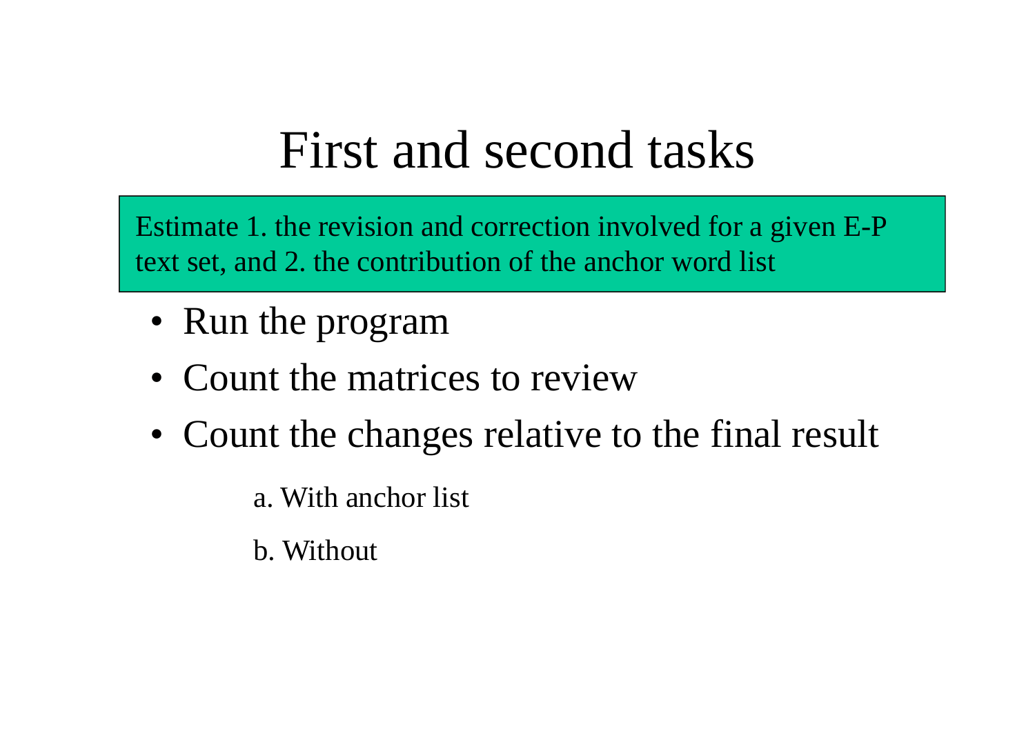# First and second tasks

Estimate 1. the revision and correction involved for a given E-P text set, and 2. the contribution of the anchor word list

- Run the program
- Count the matrices to review
- Count the changes relative to the final result

  a. With anchor list

  b. Without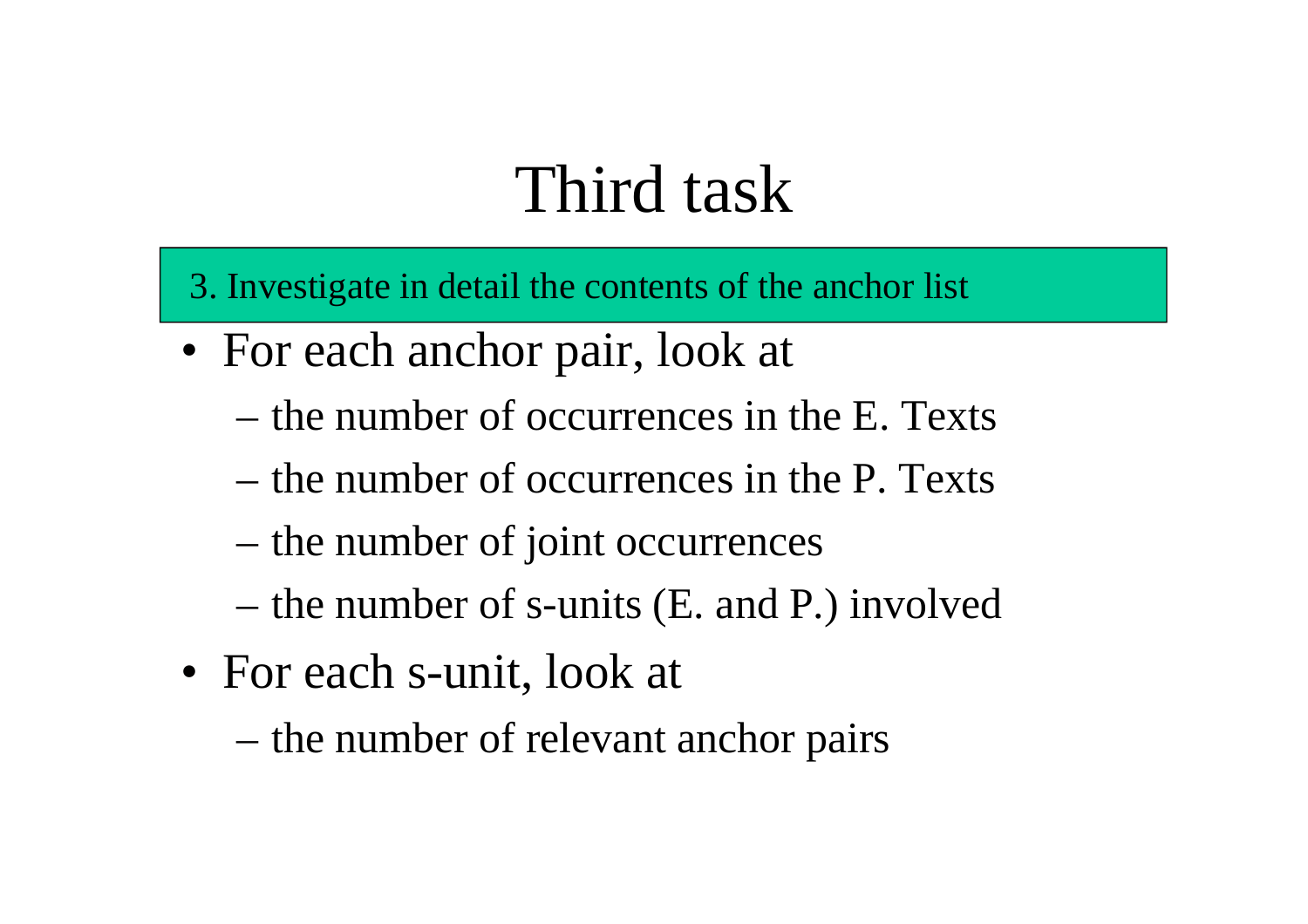# Third task

3. Investigate in detail the contents of the anchor list

- For each anchor pair, look at
  - the number of occurrences in the E. Texts
  - the number of occurrences in the P. Texts
  - the number of joint occurrences
  - the number of s-units (E. and P.) involved
- For each s-unit, look at
  - the number of relevant anchor pairs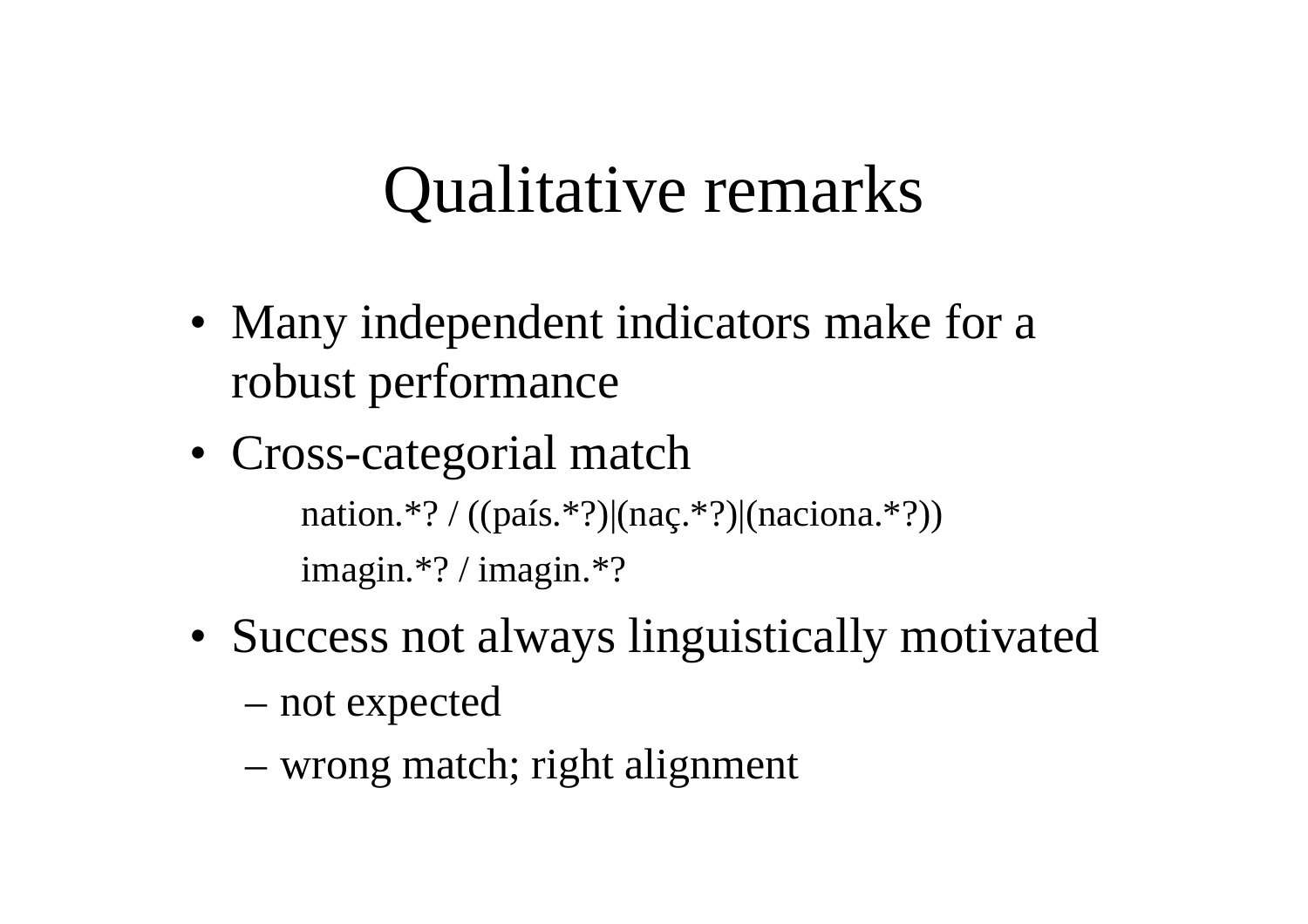# Qualitative remarks

- Many independent indicators make for a robust performance
- Cross-categorial match

  nation.*? / ((país.*?)|(naç.*?)|(naciona.*?))

  imagin.*? / imagin.*?

- Success not always linguistically motivated
  - not expected
  - wrong match; right alignment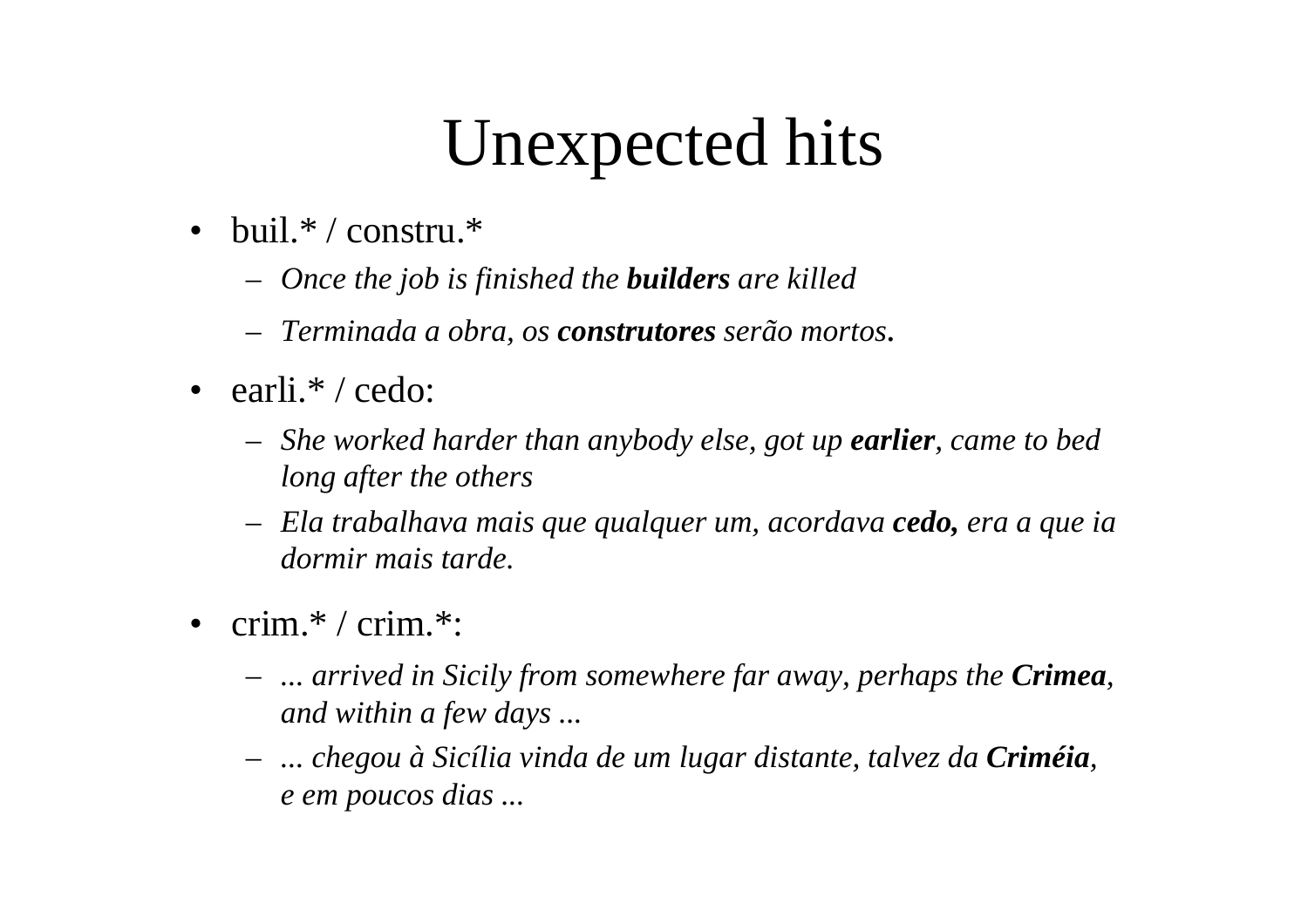# Unexpected hits

- buil.* / constru.*
  - *Once the job is finished the **builders** are killed*
  - *Terminada a obra, os **construtores** serão mortos.*
- earli.* / cedo:
  - *She worked harder than anybody else, got up **earlier**, came to bed long after the others*
  - *Ela trabalhava mais que qualquer um, acordava **cedo,** era a que ia dormir mais tarde.*
- crim.* / crim.*:
  - *... arrived in Sicily from somewhere far away, perhaps the **Crimea**, and within a few days ...*
  - *... chegou à Sicília vinda de um lugar distante, talvez da **Criméia**, e em poucos dias ...*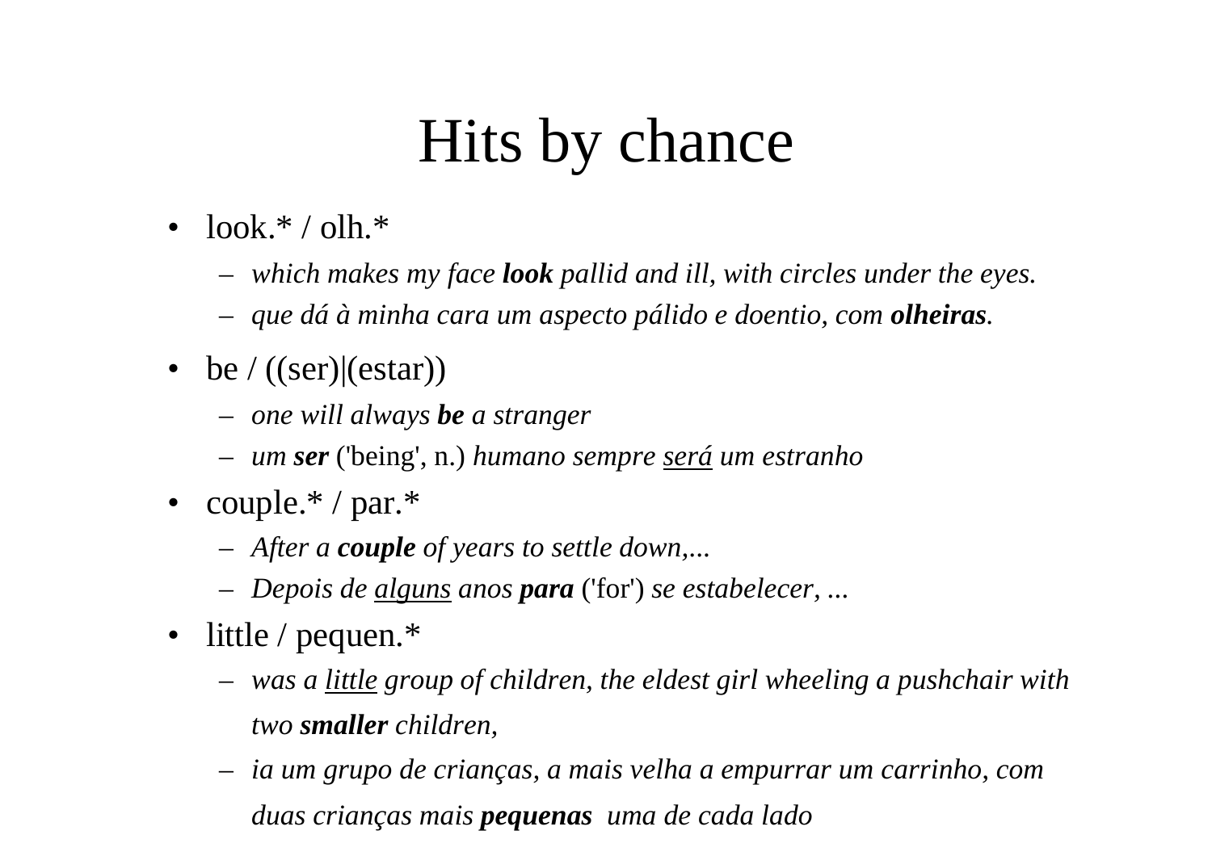# Hits by chance

- look.* / olh.*
  - *which makes my face **look** pallid and ill, with circles under the eyes.*
  - *que dá à minha cara um aspecto pálido e doentio, com **olheiras**.*
- be / ((ser)|(estar))
  - *one will always **be** a stranger*
  - *um **ser*** ('being', n.) *humano sempre <u>será</u> um estranho*
- couple.* / par.*
  - *After a **couple** of years to settle down,...*
  - *Depois de <u>alguns</u> anos **para*** ('for') *se estabelecer, ...*
- little / pequen.*
  - *was a <u>little</u> group of children, the eldest girl wheeling a pushchair with two **smaller** children,*
  - *ia um grupo de crianças, a mais velha a empurrar um carrinho, com duas crianças mais **pequenas** uma de cada lado*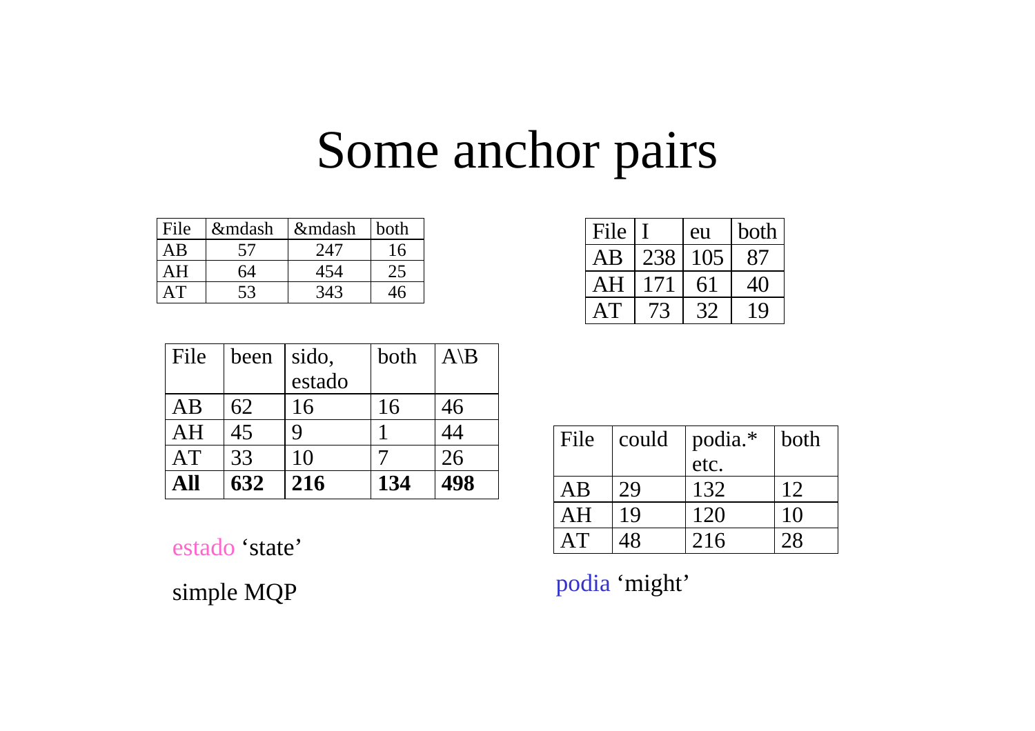# Some anchor pairs

| File | &mdash | &mdash | both |
|---|---|---|---|
| AB | 57 | 247 | 16 |
| AH | 64 | 454 | 25 |
| AT | 53 | 343 | 46 |

| File | I | eu | both |
|---|---|---|---|
| AB | 238 | 105 | 87 |
| AH | 171 | 61 | 40 |
| AT | 73 | 32 | 19 |

| File | been | sido, estado | both | A\B |
|---|---|---|---|---|
| AB | 62 | 16 | 16 | 46 |
| AH | 45 | 9 | 1 | 44 |
| AT | 33 | 10 | 7 | 26 |
| **All** | **632** | **216** | **134** | **498** |

estado 'state'

simple MQP

| File | could | podia.* etc. | both |
|---|---|---|---|
| AB | 29 | 132 | 12 |
| AH | 19 | 120 | 10 |
| AT | 48 | 216 | 28 |

podia 'might'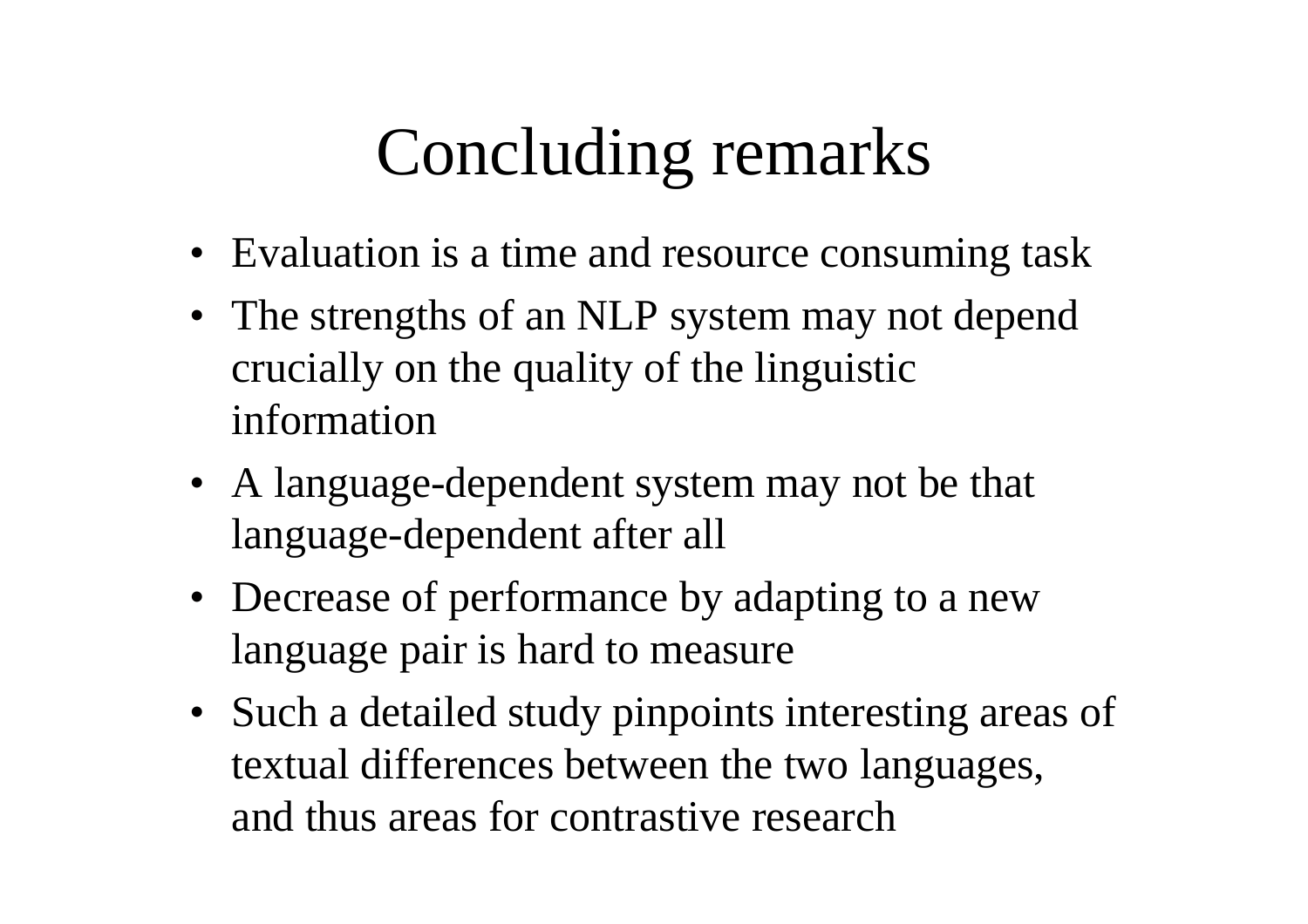# Concluding remarks

- Evaluation is a time and resource consuming task
- The strengths of an NLP system may not depend crucially on the quality of the linguistic information
- A language-dependent system may not be that language-dependent after all
- Decrease of performance by adapting to a new language pair is hard to measure
- Such a detailed study pinpoints interesting areas of textual differences between the two languages, and thus areas for contrastive research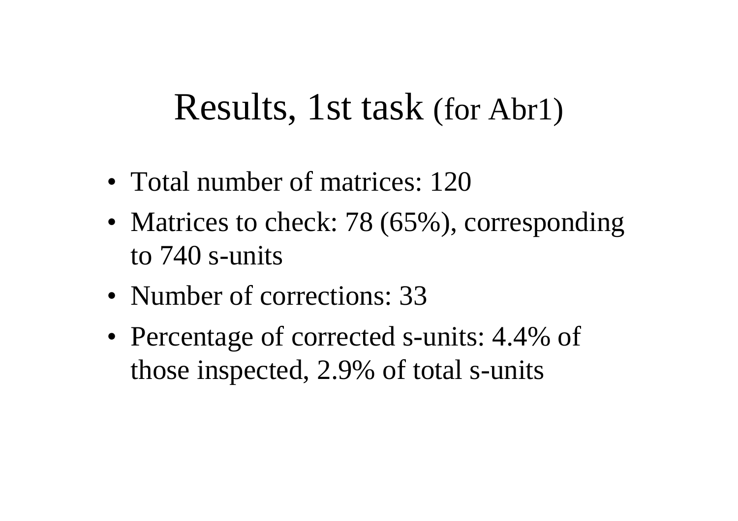# Results, 1st task (for Abr1)

- Total number of matrices: 120
- Matrices to check: 78 (65%), corresponding to 740 s-units
- Number of corrections: 33
- Percentage of corrected s-units: 4.4% of those inspected, 2.9% of total s-units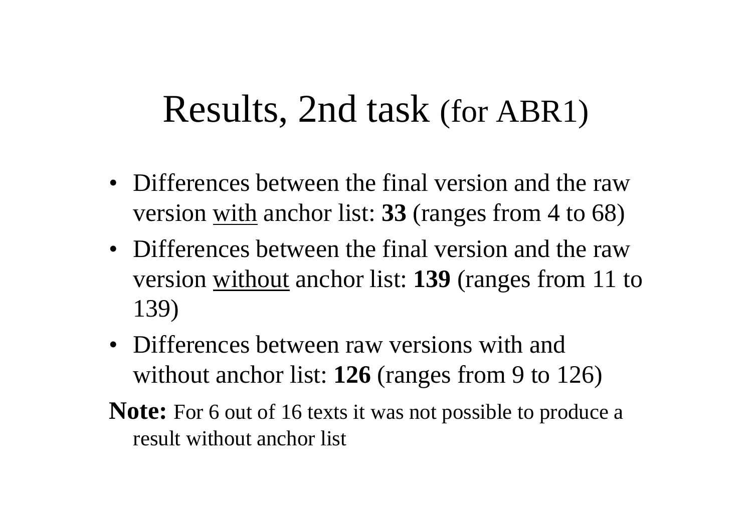# Results, 2nd task (for ABR1)

- Differences between the final version and the raw version <u>with</u> anchor list: **33** (ranges from 4 to 68)
- Differences between the final version and the raw version <u>without</u> anchor list: **139** (ranges from 11 to 139)
- Differences between raw versions with and without anchor list: **126** (ranges from 9 to 126)

**Note:** For 6 out of 16 texts it was not possible to produce a result without anchor list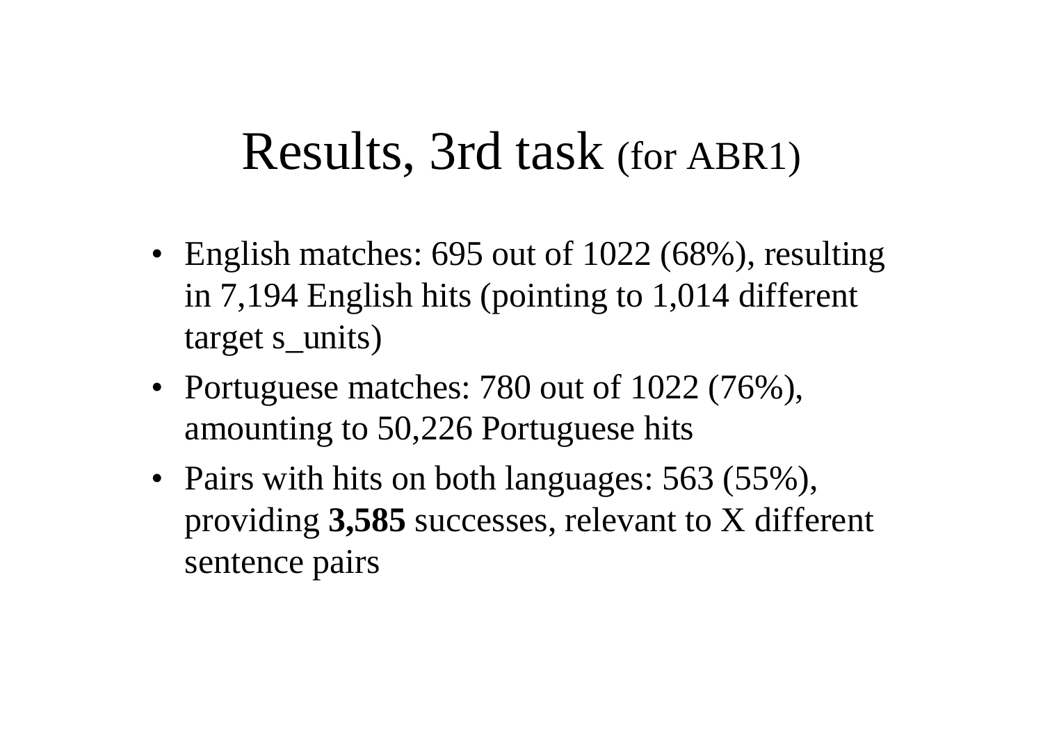# Results, 3rd task (for ABR1)

- English matches: 695 out of 1022 (68%), resulting in 7,194 English hits (pointing to 1,014 different target s_units)
- Portuguese matches: 780 out of 1022 (76%), amounting to 50,226 Portuguese hits
- Pairs with hits on both languages: 563 (55%), providing **3,585** successes, relevant to X different sentence pairs